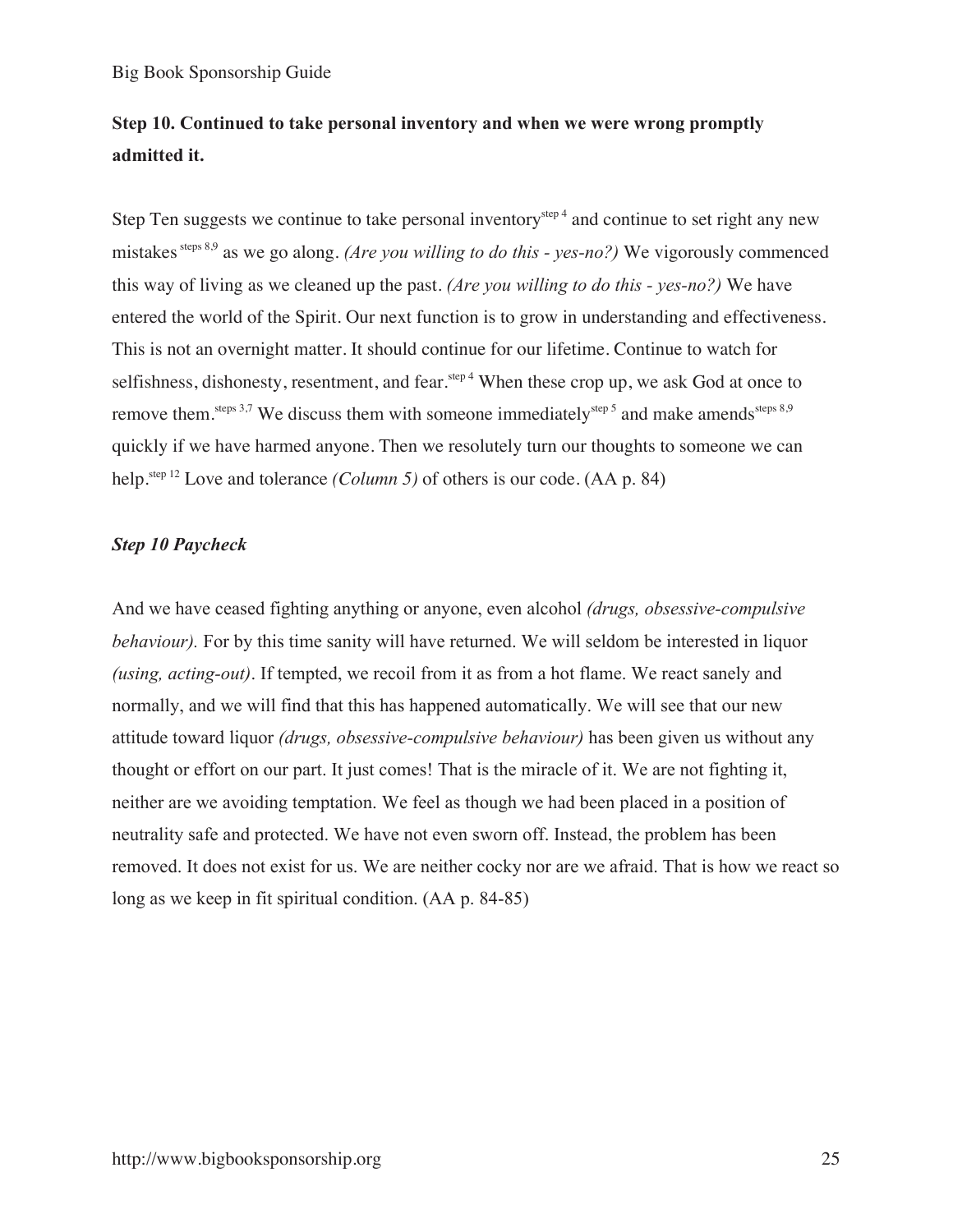**Step 10. Continued to take personal inventory and when we were wrong promptly admitted it.**

Step Ten suggests we continue to take personal inventory[step 4] and continue to set right any new mistakes [steps 8,9] as we go along. *(Are you willing to do this - yes-no?)* We vigorously commenced this way of living as we cleaned up the past. *(Are you willing to do this - yes-no?)* We have entered the world of the Spirit. Our next function is to grow in understanding and effectiveness. This is not an overnight matter. It should continue for our lifetime. Continue to watch for selfishness, dishonesty, resentment, and fear.[step 4] When these crop up, we ask God at once to remove them.[steps 3,7] We discuss them with someone immediately[step 5] and make amends[steps 8,9] quickly if we have harmed anyone. Then we resolutely turn our thoughts to someone we can help.[step 12] Love and tolerance *(Column 5)* of others is our code. (AA p. 84)

***Step 10 Paycheck***

And we have ceased fighting anything or anyone, even alcohol *(drugs, obsessive-compulsive behaviour).* For by this time sanity will have returned. We will seldom be interested in liquor *(using, acting-out)*. If tempted, we recoil from it as from a hot flame. We react sanely and normally, and we will find that this has happened automatically. We will see that our new attitude toward liquor *(drugs, obsessive-compulsive behaviour)* has been given us without any thought or effort on our part. It just comes! That is the miracle of it. We are not fighting it, neither are we avoiding temptation. We feel as though we had been placed in a position of neutrality safe and protected. We have not even sworn off. Instead, the problem has been removed. It does not exist for us. We are neither cocky nor are we afraid. That is how we react so long as we keep in fit spiritual condition. (AA p. 84-85)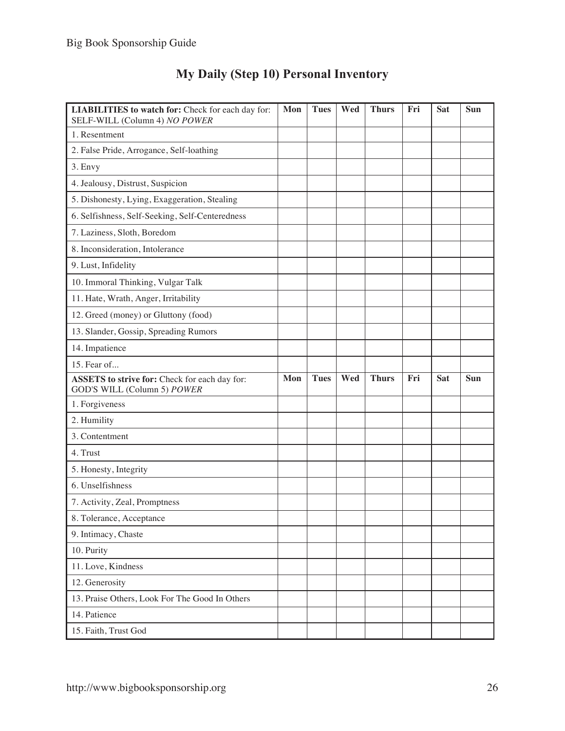# My Daily (Step 10) Personal Inventory

| **LIABILITIES to watch for:** Check for each day for: SELF-WILL (Column 4) *NO POWER* | Mon | Tues | Wed | Thurs | Fri | Sat | Sun |
|---|---|---|---|---|---|---|---|
| 1. Resentment | | | | | | | |
| 2. False Pride, Arrogance, Self-loathing | | | | | | | |
| 3. Envy | | | | | | | |
| 4. Jealousy, Distrust, Suspicion | | | | | | | |
| 5. Dishonesty, Lying, Exaggeration, Stealing | | | | | | | |
| 6. Selfishness, Self-Seeking, Self-Centeredness | | | | | | | |
| 7. Laziness, Sloth, Boredom | | | | | | | |
| 8. Inconsideration, Intolerance | | | | | | | |
| 9. Lust, Infidelity | | | | | | | |
| 10. Immoral Thinking, Vulgar Talk | | | | | | | |
| 11. Hate, Wrath, Anger, Irritability | | | | | | | |
| 12. Greed (money) or Gluttony (food) | | | | | | | |
| 13. Slander, Gossip, Spreading Rumors | | | | | | | |
| 14. Impatience | | | | | | | |
| 15. Fear of... | | | | | | | |
| **ASSETS to strive for:** Check for each day for: GOD'S WILL (Column 5) *POWER* | **Mon** | **Tues** | **Wed** | **Thurs** | **Fri** | **Sat** | **Sun** |
| 1. Forgiveness | | | | | | | |
| 2. Humility | | | | | | | |
| 3. Contentment | | | | | | | |
| 4. Trust | | | | | | | |
| 5. Honesty, Integrity | | | | | | | |
| 6. Unselfishness | | | | | | | |
| 7. Activity, Zeal, Promptness | | | | | | | |
| 8. Tolerance, Acceptance | | | | | | | |
| 9. Intimacy, Chaste | | | | | | | |
| 10. Purity | | | | | | | |
| 11. Love, Kindness | | | | | | | |
| 12. Generosity | | | | | | | |
| 13. Praise Others, Look For The Good In Others | | | | | | | |
| 14. Patience | | | | | | | |
| 15. Faith, Trust God | | | | | | | |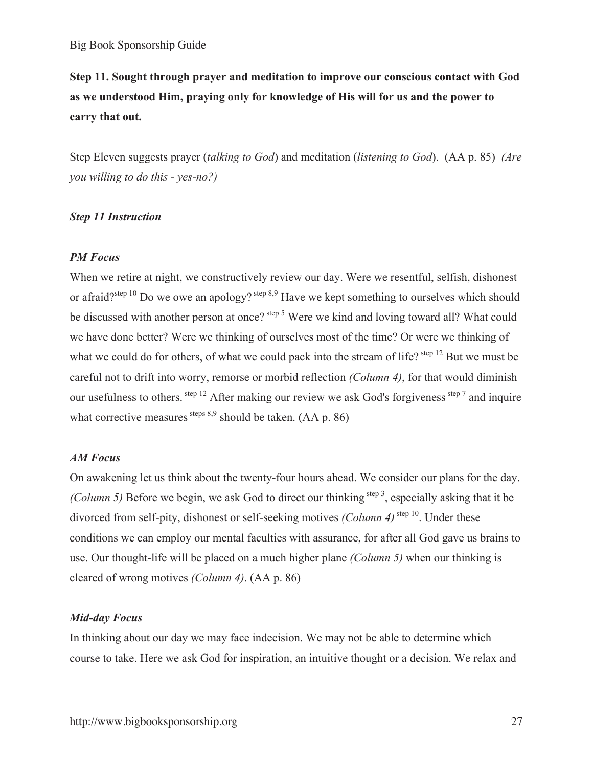**Step 11. Sought through prayer and meditation to improve our conscious contact with God as we understood Him, praying only for knowledge of His will for us and the power to carry that out.**

Step Eleven suggests prayer (*talking to God*) and meditation (*listening to God*). (AA p. 85) *(Are you willing to do this - yes-no?)*

***Step 11 Instruction***

***PM Focus***

When we retire at night, we constructively review our day. Were we resentful, selfish, dishonest or afraid?[step 10] Do we owe an apology? [step 8,9] Have we kept something to ourselves which should be discussed with another person at once? [step 5] Were we kind and loving toward all? What could we have done better? Were we thinking of ourselves most of the time? Or were we thinking of what we could do for others, of what we could pack into the stream of life? [step 12] But we must be careful not to drift into worry, remorse or morbid reflection *(Column 4)*, for that would diminish our usefulness to others. [step 12] After making our review we ask God's forgiveness [step 7] and inquire what corrective measures [steps 8,9] should be taken. (AA p. 86)

***AM Focus***

On awakening let us think about the twenty-four hours ahead. We consider our plans for the day. *(Column 5)* Before we begin, we ask God to direct our thinking [step 3], especially asking that it be divorced from self-pity, dishonest or self-seeking motives *(Column 4)* [step 10]. Under these conditions we can employ our mental faculties with assurance, for after all God gave us brains to use. Our thought-life will be placed on a much higher plane *(Column 5)* when our thinking is cleared of wrong motives *(Column 4)*. (AA p. 86)

***Mid-day Focus***

In thinking about our day we may face indecision. We may not be able to determine which course to take. Here we ask God for inspiration, an intuitive thought or a decision. We relax and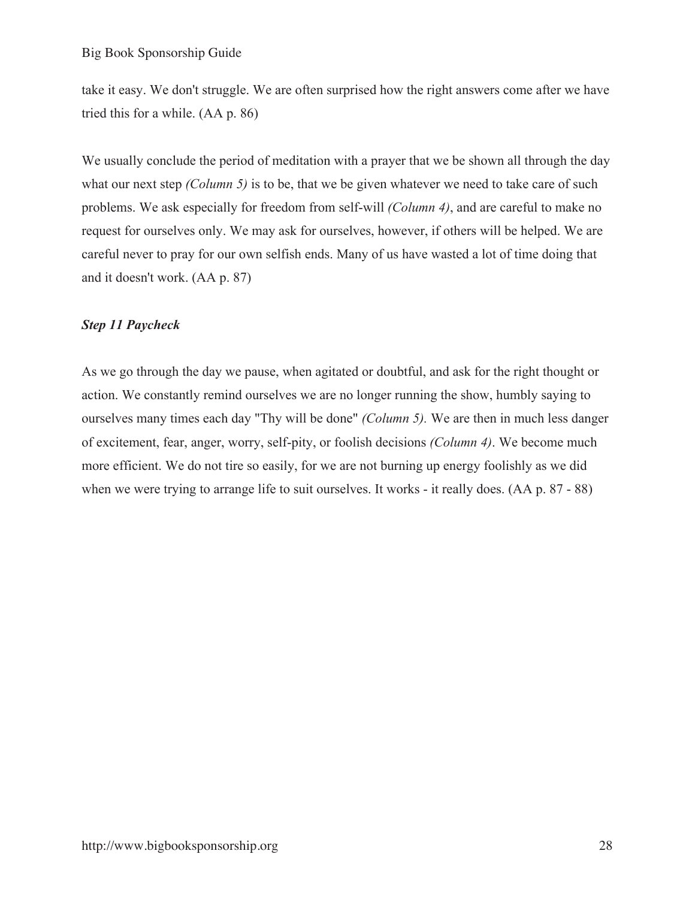take it easy. We don't struggle. We are often surprised how the right answers come after we have tried this for a while. (AA p. 86)

We usually conclude the period of meditation with a prayer that we be shown all through the day what our next step *(Column 5)* is to be, that we be given whatever we need to take care of such problems. We ask especially for freedom from self-will *(Column 4)*, and are careful to make no request for ourselves only. We may ask for ourselves, however, if others will be helped. We are careful never to pray for our own selfish ends. Many of us have wasted a lot of time doing that and it doesn't work. (AA p. 87)

***Step 11 Paycheck***

As we go through the day we pause, when agitated or doubtful, and ask for the right thought or action. We constantly remind ourselves we are no longer running the show, humbly saying to ourselves many times each day "Thy will be done" *(Column 5).* We are then in much less danger of excitement, fear, anger, worry, self-pity, or foolish decisions *(Column 4)*. We become much more efficient. We do not tire so easily, for we are not burning up energy foolishly as we did when we were trying to arrange life to suit ourselves. It works - it really does. (AA p. 87 - 88)